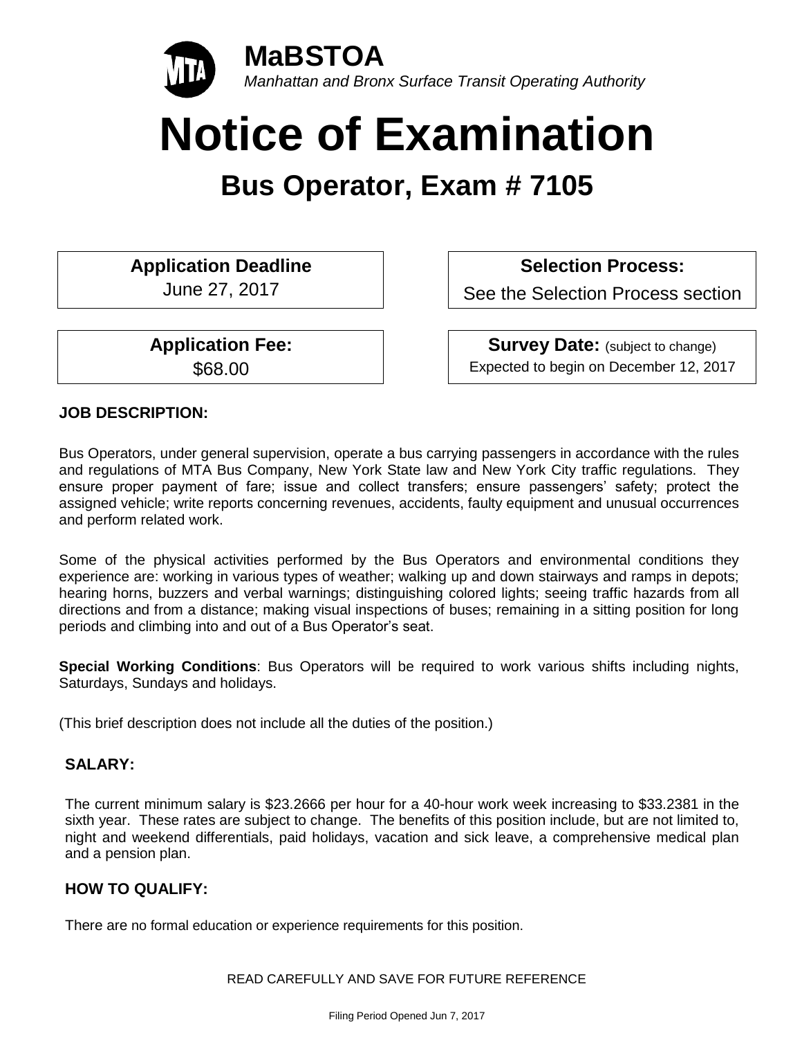**MaBSTOA**

*Manhattan and Bronx Surface Transit Operating Authority*

# Notice of Examination

## Bus Operator, Exam # 7105

| **Application Deadline** | **Selection Process:** |
| --- | --- |
| June 27, 2017 | See the Selection Process section |
| **Application Fee:** | **Survey Date:** (subject to change) |
| $68.00 | Expected to begin on December 12, 2017 |

### JOB DESCRIPTION:

Bus Operators, under general supervision, operate a bus carrying passengers in accordance with the rules and regulations of MTA Bus Company, New York State law and New York City traffic regulations. They ensure proper payment of fare; issue and collect transfers; ensure passengers' safety; protect the assigned vehicle; write reports concerning revenues, accidents, faulty equipment and unusual occurrences and perform related work.

Some of the physical activities performed by the Bus Operators and environmental conditions they experience are: working in various types of weather; walking up and down stairways and ramps in depots; hearing horns, buzzers and verbal warnings; distinguishing colored lights; seeing traffic hazards from all directions and from a distance; making visual inspections of buses; remaining in a sitting position for long periods and climbing into and out of a Bus Operator's seat.

**Special Working Conditions**: Bus Operators will be required to work various shifts including nights, Saturdays, Sundays and holidays.

(This brief description does not include all the duties of the position.)

### SALARY:

The current minimum salary is $23.2666 per hour for a 40-hour work week increasing to $33.2381 in the sixth year. These rates are subject to change. The benefits of this position include, but are not limited to, night and weekend differentials, paid holidays, vacation and sick leave, a comprehensive medical plan and a pension plan.

### HOW TO QUALIFY:

There are no formal education or experience requirements for this position.

READ CAREFULLY AND SAVE FOR FUTURE REFERENCE

Filing Period Opened Jun 7, 2017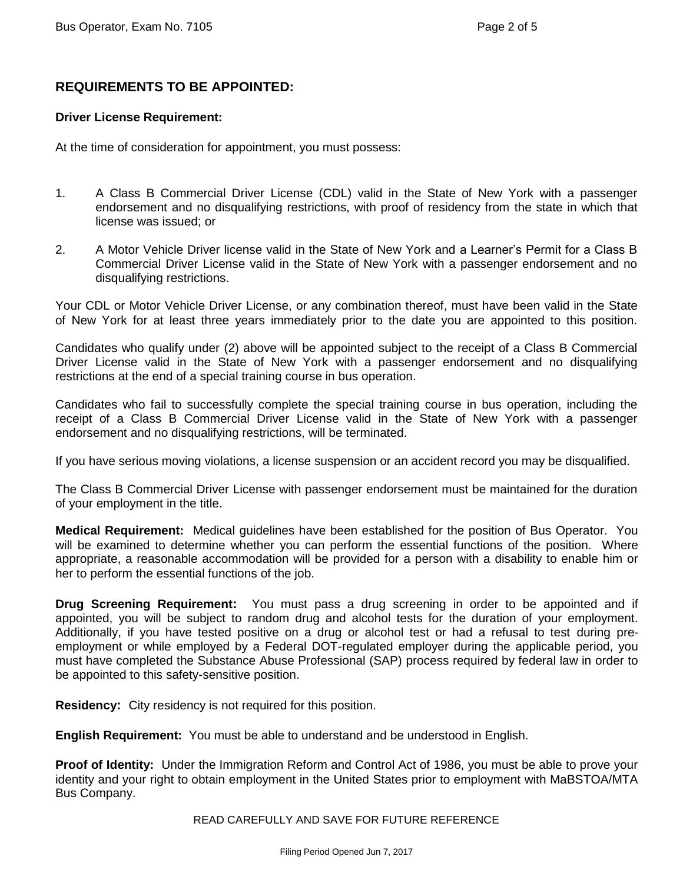## REQUIREMENTS TO BE APPOINTED:

**Driver License Requirement:**

At the time of consideration for appointment, you must possess:

1. A Class B Commercial Driver License (CDL) valid in the State of New York with a passenger endorsement and no disqualifying restrictions, with proof of residency from the state in which that license was issued; or

2. A Motor Vehicle Driver license valid in the State of New York and a Learner's Permit for a Class B Commercial Driver License valid in the State of New York with a passenger endorsement and no disqualifying restrictions.

Your CDL or Motor Vehicle Driver License, or any combination thereof, must have been valid in the State of New York for at least three years immediately prior to the date you are appointed to this position.

Candidates who qualify under (2) above will be appointed subject to the receipt of a Class B Commercial Driver License valid in the State of New York with a passenger endorsement and no disqualifying restrictions at the end of a special training course in bus operation.

Candidates who fail to successfully complete the special training course in bus operation, including the receipt of a Class B Commercial Driver License valid in the State of New York with a passenger endorsement and no disqualifying restrictions, will be terminated.

If you have serious moving violations, a license suspension or an accident record you may be disqualified.

The Class B Commercial Driver License with passenger endorsement must be maintained for the duration of your employment in the title.

**Medical Requirement:** Medical guidelines have been established for the position of Bus Operator. You will be examined to determine whether you can perform the essential functions of the position. Where appropriate, a reasonable accommodation will be provided for a person with a disability to enable him or her to perform the essential functions of the job.

**Drug Screening Requirement:** You must pass a drug screening in order to be appointed and if appointed, you will be subject to random drug and alcohol tests for the duration of your employment. Additionally, if you have tested positive on a drug or alcohol test or had a refusal to test during pre-employment or while employed by a Federal DOT-regulated employer during the applicable period, you must have completed the Substance Abuse Professional (SAP) process required by federal law in order to be appointed to this safety-sensitive position.

**Residency:** City residency is not required for this position.

**English Requirement:** You must be able to understand and be understood in English.

**Proof of Identity:** Under the Immigration Reform and Control Act of 1986, you must be able to prove your identity and your right to obtain employment in the United States prior to employment with MaBSTOA/MTA Bus Company.

READ CAREFULLY AND SAVE FOR FUTURE REFERENCE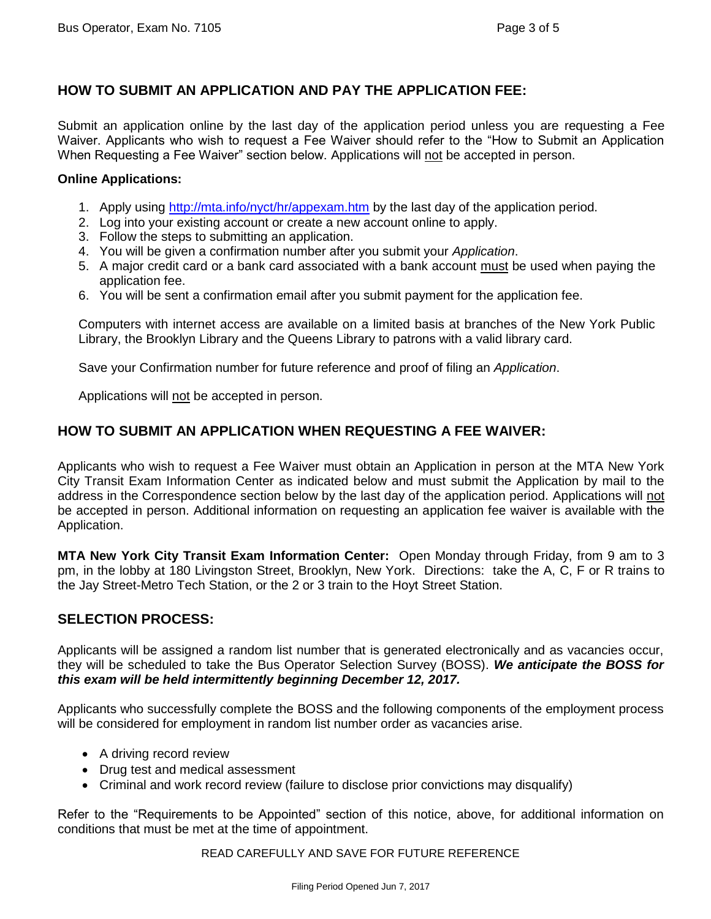## HOW TO SUBMIT AN APPLICATION AND PAY THE APPLICATION FEE:

Submit an application online by the last day of the application period unless you are requesting a Fee Waiver. Applicants who wish to request a Fee Waiver should refer to the "How to Submit an Application When Requesting a Fee Waiver" section below. Applications will not be accepted in person.

**Online Applications:**

1. Apply using http://mta.info/nyct/hr/appexam.htm by the last day of the application period.
2. Log into your existing account or create a new account online to apply.
3. Follow the steps to submitting an application.
4. You will be given a confirmation number after you submit your *Application*.
5. A major credit card or a bank card associated with a bank account must be used when paying the application fee.
6. You will be sent a confirmation email after you submit payment for the application fee.

Computers with internet access are available on a limited basis at branches of the New York Public Library, the Brooklyn Library and the Queens Library to patrons with a valid library card.

Save your Confirmation number for future reference and proof of filing an *Application*.

Applications will not be accepted in person.

## HOW TO SUBMIT AN APPLICATION WHEN REQUESTING A FEE WAIVER:

Applicants who wish to request a Fee Waiver must obtain an Application in person at the MTA New York City Transit Exam Information Center as indicated below and must submit the Application by mail to the address in the Correspondence section below by the last day of the application period. Applications will not be accepted in person. Additional information on requesting an application fee waiver is available with the Application.

**MTA New York City Transit Exam Information Center:** Open Monday through Friday, from 9 am to 3 pm, in the lobby at 180 Livingston Street, Brooklyn, New York. Directions: take the A, C, F or R trains to the Jay Street-Metro Tech Station, or the 2 or 3 train to the Hoyt Street Station.

## SELECTION PROCESS:

Applicants will be assigned a random list number that is generated electronically and as vacancies occur, they will be scheduled to take the Bus Operator Selection Survey (BOSS). ***We anticipate the BOSS for this exam will be held intermittently beginning December 12, 2017.***

Applicants who successfully complete the BOSS and the following components of the employment process will be considered for employment in random list number order as vacancies arise.

- A driving record review
- Drug test and medical assessment
- Criminal and work record review (failure to disclose prior convictions may disqualify)

Refer to the "Requirements to be Appointed" section of this notice, above, for additional information on conditions that must be met at the time of appointment.

READ CAREFULLY AND SAVE FOR FUTURE REFERENCE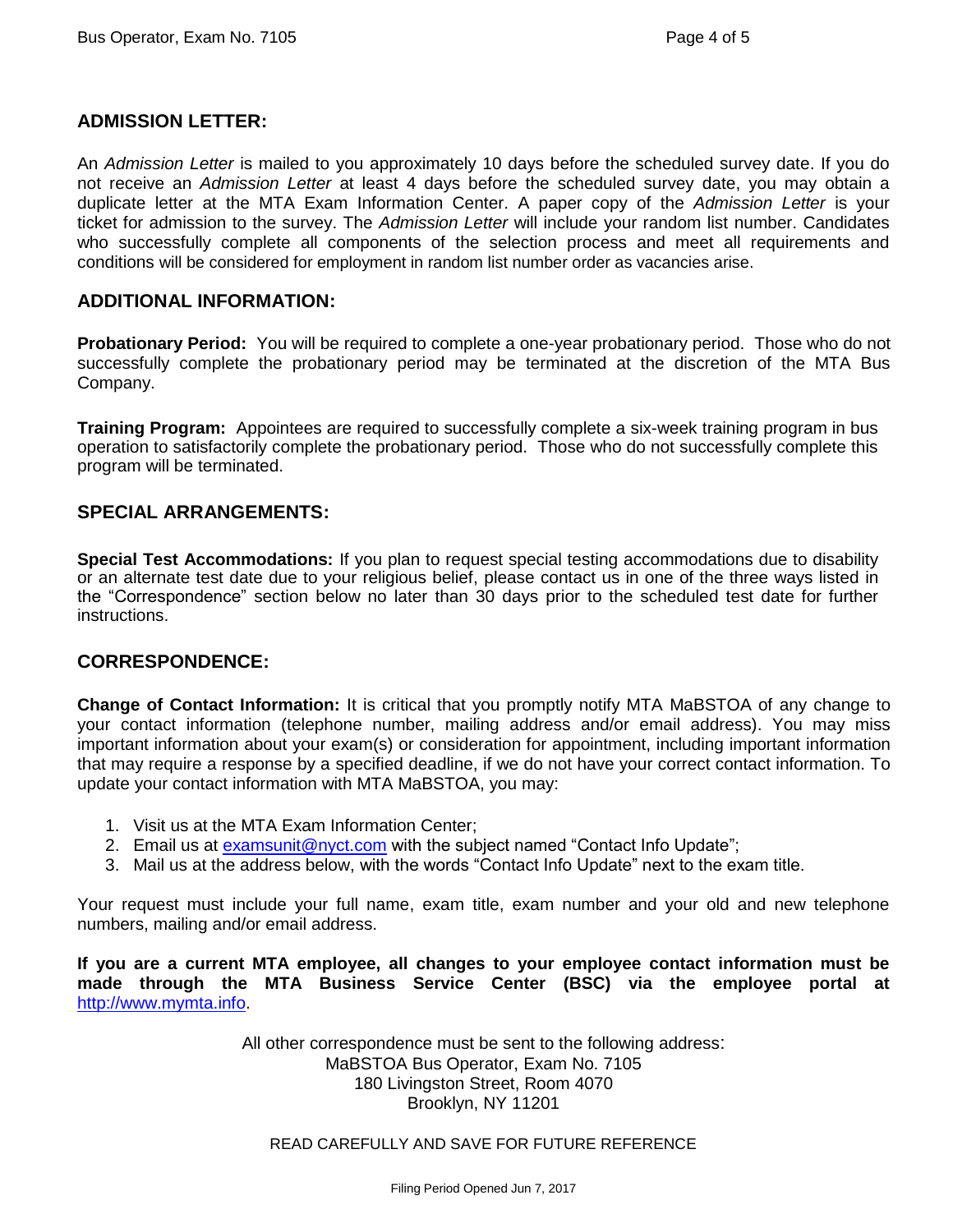## ADMISSION LETTER:

An *Admission Letter* is mailed to you approximately 10 days before the scheduled survey date. If you do not receive an *Admission Letter* at least 4 days before the scheduled survey date, you may obtain a duplicate letter at the MTA Exam Information Center. A paper copy of the *Admission Letter* is your ticket for admission to the survey. The *Admission Letter* will include your random list number. Candidates who successfully complete all components of the selection process and meet all requirements and conditions will be considered for employment in random list number order as vacancies arise.

## ADDITIONAL INFORMATION:

**Probationary Period:** You will be required to complete a one-year probationary period. Those who do not successfully complete the probationary period may be terminated at the discretion of the MTA Bus Company.

**Training Program:** Appointees are required to successfully complete a six-week training program in bus operation to satisfactorily complete the probationary period. Those who do not successfully complete this program will be terminated.

## SPECIAL ARRANGEMENTS:

**Special Test Accommodations:** If you plan to request special testing accommodations due to disability or an alternate test date due to your religious belief, please contact us in one of the three ways listed in the "Correspondence" section below no later than 30 days prior to the scheduled test date for further instructions.

## CORRESPONDENCE:

**Change of Contact Information:** It is critical that you promptly notify MTA MaBSTOA of any change to your contact information (telephone number, mailing address and/or email address). You may miss important information about your exam(s) or consideration for appointment, including important information that may require a response by a specified deadline, if we do not have your correct contact information. To update your contact information with MTA MaBSTOA, you may:

1. Visit us at the MTA Exam Information Center;
2. Email us at examsunit@nyct.com with the subject named "Contact Info Update";
3. Mail us at the address below, with the words "Contact Info Update" next to the exam title.

Your request must include your full name, exam title, exam number and your old and new telephone numbers, mailing and/or email address.

**If you are a current MTA employee, all changes to your employee contact information must be made through the MTA Business Service Center (BSC) via the employee portal at** http://www.mymta.info.

All other correspondence must be sent to the following address:
MaBSTOA Bus Operator, Exam No. 7105
180 Livingston Street, Room 4070
Brooklyn, NY 11201

READ CAREFULLY AND SAVE FOR FUTURE REFERENCE

Filing Period Opened Jun 7, 2017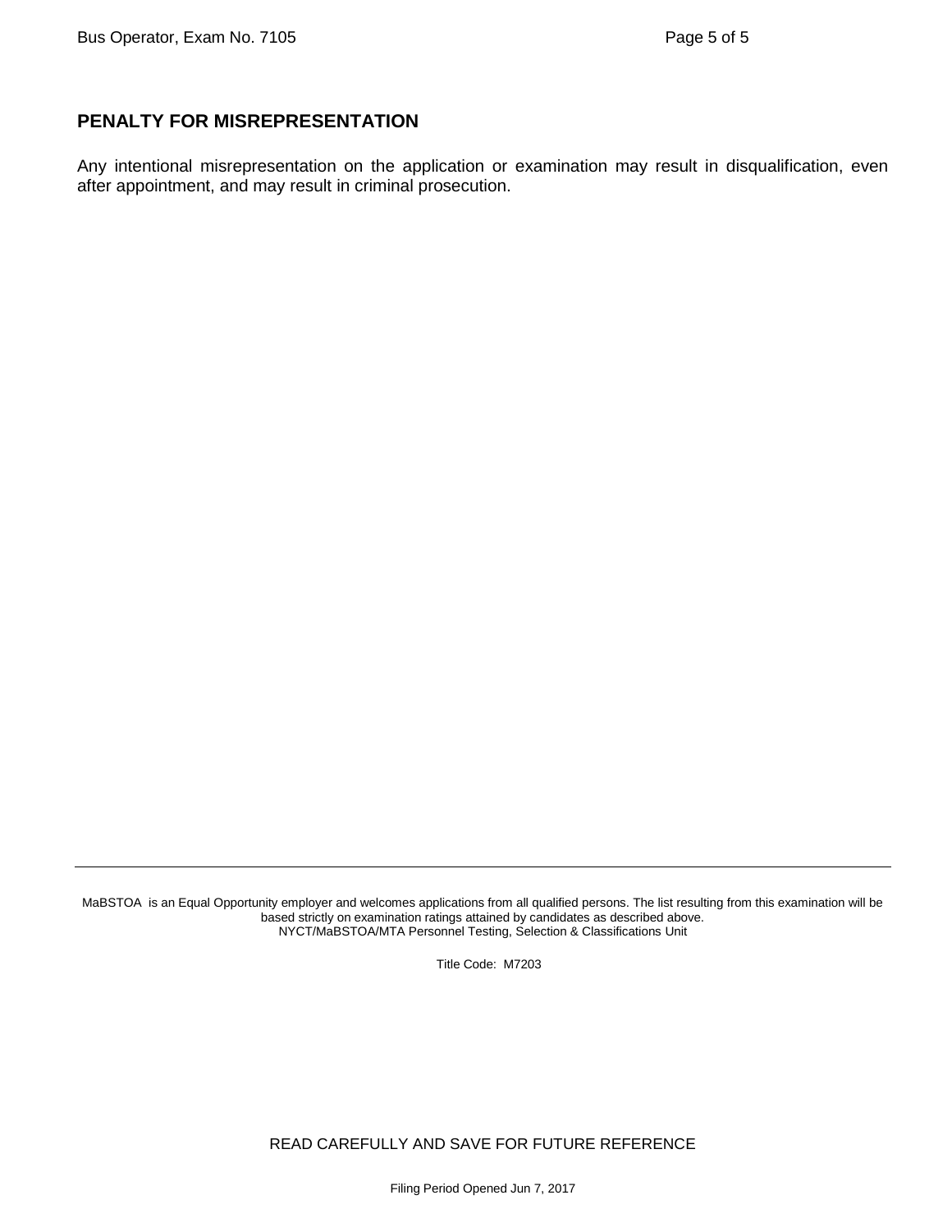## PENALTY FOR MISREPRESENTATION

Any intentional misrepresentation on the application or examination may result in disqualification, even after appointment, and may result in criminal prosecution.

---

MaBSTOA is an Equal Opportunity employer and welcomes applications from all qualified persons. The list resulting from this examination will be based strictly on examination ratings attained by candidates as described above.
NYCT/MaBSTOA/MTA Personnel Testing, Selection & Classifications Unit

Title Code: M7203

READ CAREFULLY AND SAVE FOR FUTURE REFERENCE

Filing Period Opened Jun 7, 2017